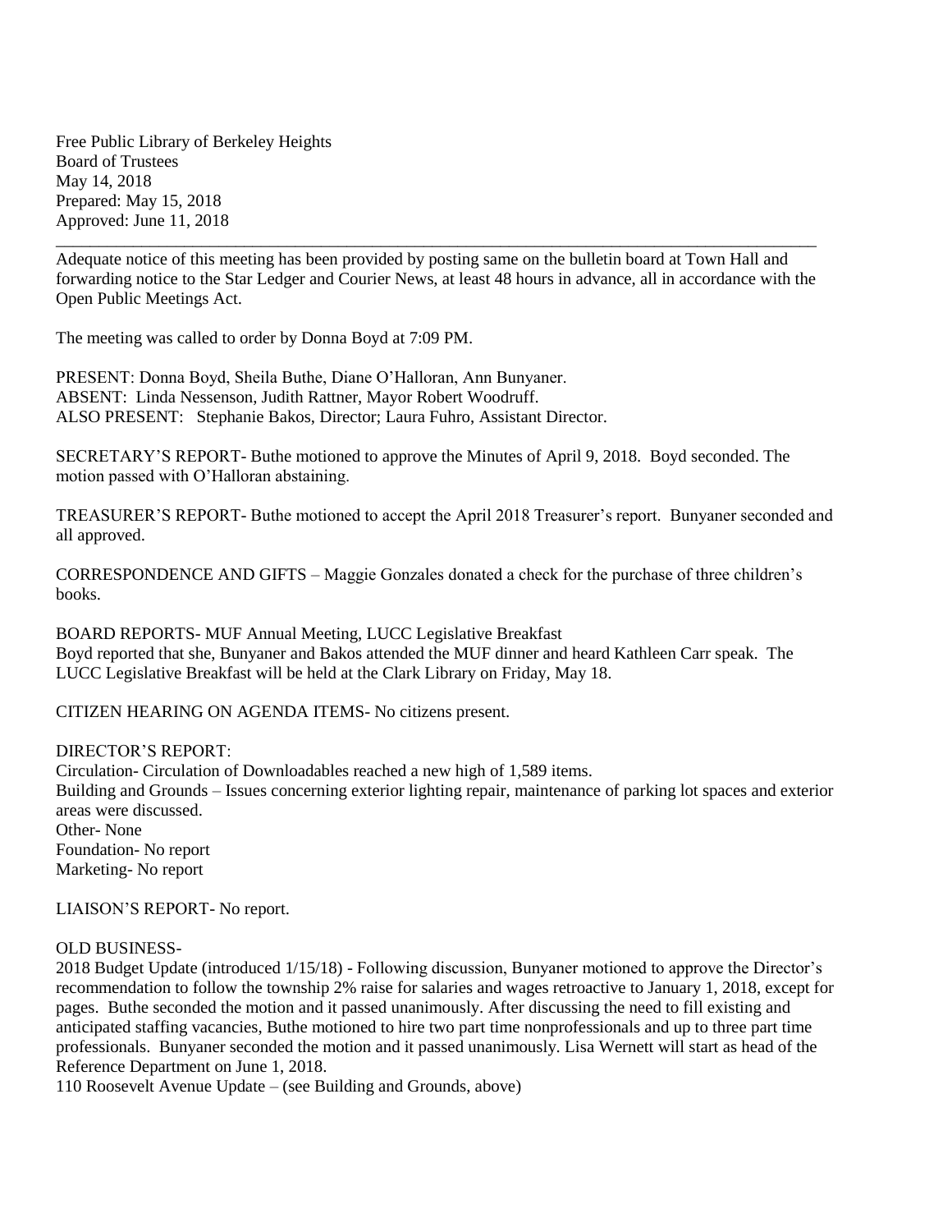Free Public Library of Berkeley Heights
Board of Trustees
May 14, 2018
Prepared: May 15, 2018
Approved: June 11, 2018

---

Adequate notice of this meeting has been provided by posting same on the bulletin board at Town Hall and forwarding notice to the Star Ledger and Courier News, at least 48 hours in advance, all in accordance with the Open Public Meetings Act.

The meeting was called to order by Donna Boyd at 7:09 PM.

PRESENT: Donna Boyd, Sheila Buthe, Diane O'Halloran, Ann Bunyaner.
ABSENT: Linda Nessenson, Judith Rattner, Mayor Robert Woodruff.
ALSO PRESENT: Stephanie Bakos, Director; Laura Fuhro, Assistant Director.

SECRETARY'S REPORT- Buthe motioned to approve the Minutes of April 9, 2018. Boyd seconded. The motion passed with O'Halloran abstaining.

TREASURER'S REPORT- Buthe motioned to accept the April 2018 Treasurer's report. Bunyaner seconded and all approved.

CORRESPONDENCE AND GIFTS – Maggie Gonzales donated a check for the purchase of three children's books.

BOARD REPORTS- MUF Annual Meeting, LUCC Legislative Breakfast
Boyd reported that she, Bunyaner and Bakos attended the MUF dinner and heard Kathleen Carr speak. The LUCC Legislative Breakfast will be held at the Clark Library on Friday, May 18.

CITIZEN HEARING ON AGENDA ITEMS- No citizens present.

DIRECTOR'S REPORT:
Circulation- Circulation of Downloadables reached a new high of 1,589 items.
Building and Grounds – Issues concerning exterior lighting repair, maintenance of parking lot spaces and exterior areas were discussed.
Other- None
Foundation- No report
Marketing- No report

LIAISON'S REPORT- No report.

OLD BUSINESS-
2018 Budget Update (introduced 1/15/18) - Following discussion, Bunyaner motioned to approve the Director's recommendation to follow the township 2% raise for salaries and wages retroactive to January 1, 2018, except for pages. Buthe seconded the motion and it passed unanimously. After discussing the need to fill existing and anticipated staffing vacancies, Buthe motioned to hire two part time nonprofessionals and up to three part time professionals. Bunyaner seconded the motion and it passed unanimously. Lisa Wernett will start as head of the Reference Department on June 1, 2018.
110 Roosevelt Avenue Update – (see Building and Grounds, above)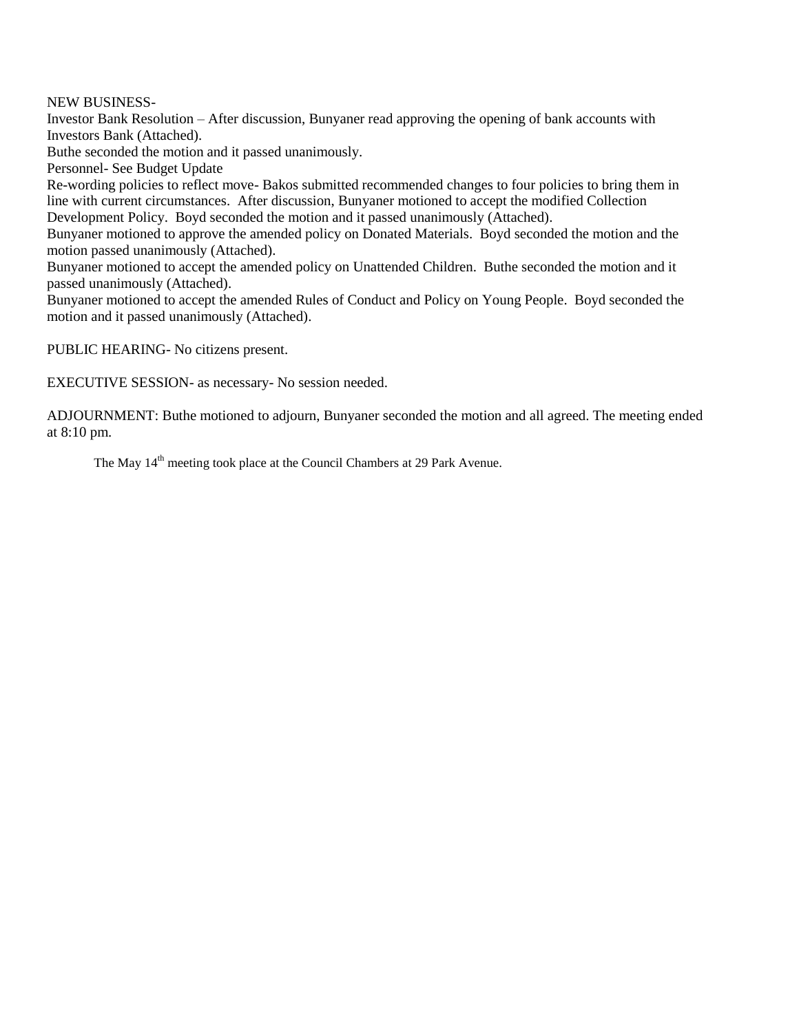NEW BUSINESS-

Investor Bank Resolution – After discussion, Bunyaner read approving the opening of bank accounts with Investors Bank (Attached).

Buthe seconded the motion and it passed unanimously.

Personnel- See Budget Update

Re-wording policies to reflect move- Bakos submitted recommended changes to four policies to bring them in line with current circumstances. After discussion, Bunyaner motioned to accept the modified Collection Development Policy. Boyd seconded the motion and it passed unanimously (Attached).

Bunyaner motioned to approve the amended policy on Donated Materials. Boyd seconded the motion and the motion passed unanimously (Attached).

Bunyaner motioned to accept the amended policy on Unattended Children. Buthe seconded the motion and it passed unanimously (Attached).

Bunyaner motioned to accept the amended Rules of Conduct and Policy on Young People. Boyd seconded the motion and it passed unanimously (Attached).

PUBLIC HEARING- No citizens present.

EXECUTIVE SESSION- as necessary- No session needed.

ADJOURNMENT: Buthe motioned to adjourn, Bunyaner seconded the motion and all agreed. The meeting ended at 8:10 pm.

The May 14th meeting took place at the Council Chambers at 29 Park Avenue.